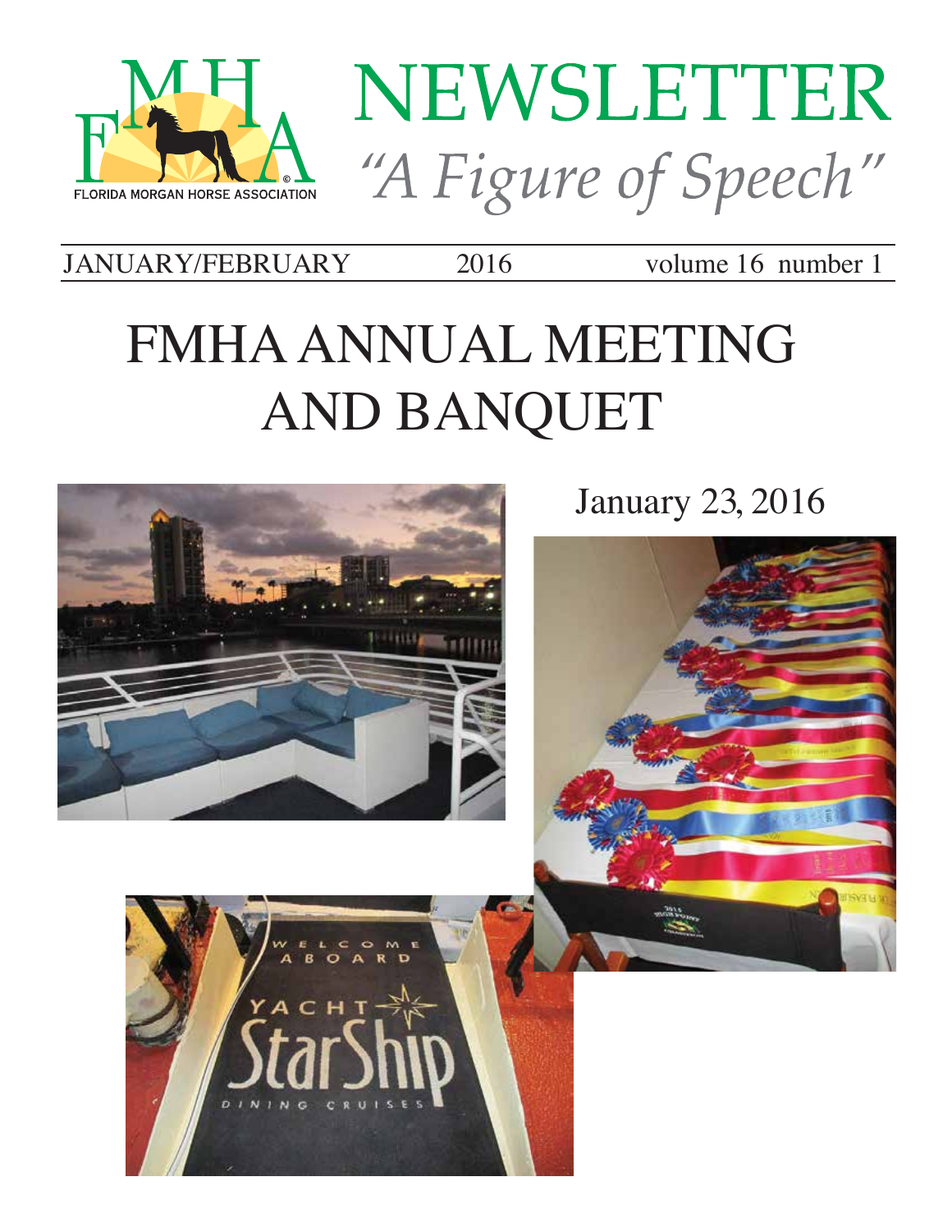# NEWSLETTER

*"A Figure of Speech"*

FLORIDA MORGAN HORSE ASSOCIATION

JANUARY/FEBRUARY 2016 volume 16 number 1

# FMHA ANNUAL MEETING AND BANQUET

January 23, 2016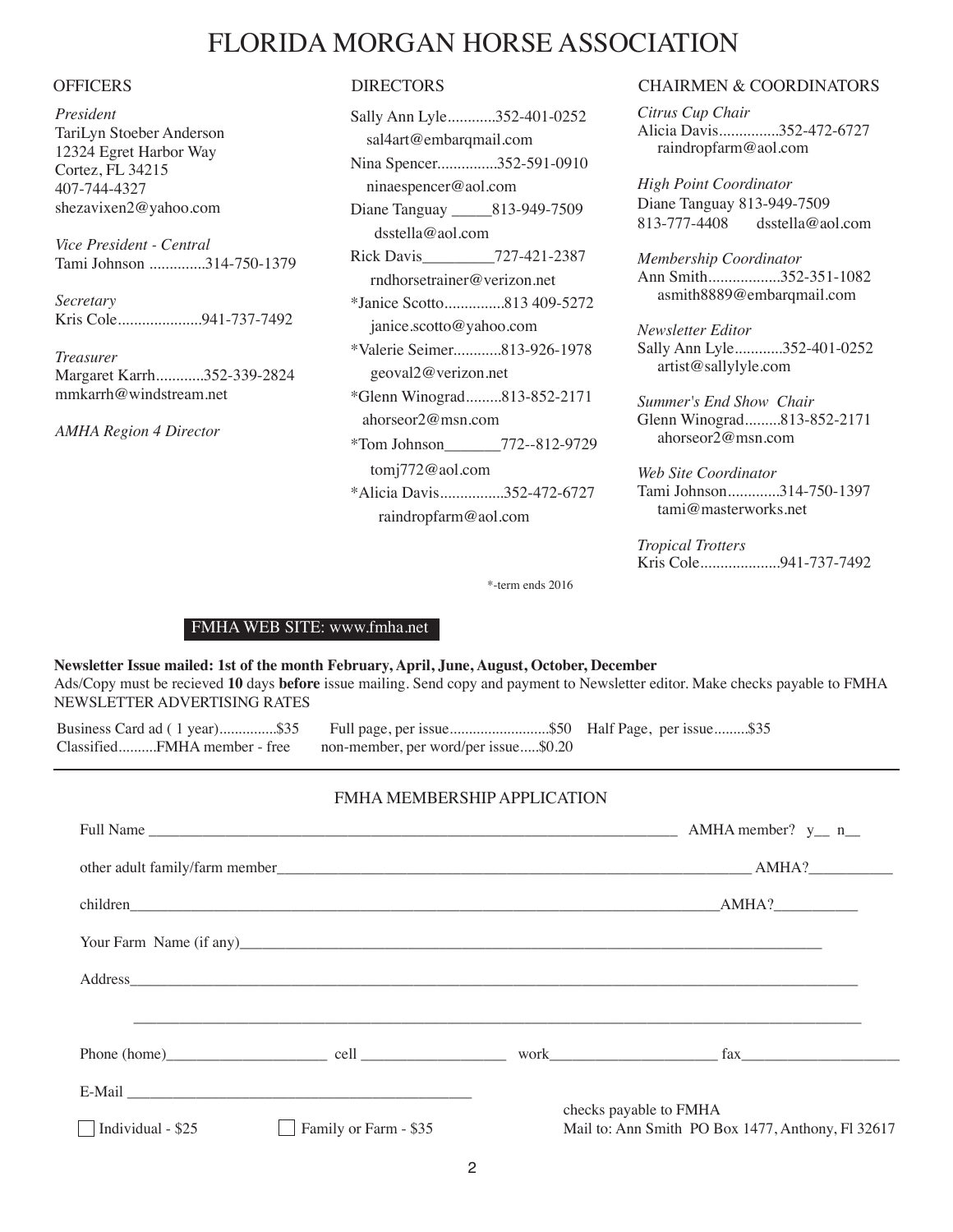# FLORIDA MORGAN HORSE ASSOCIATION

## OFFICERS

*President*
TariLyn Stoeber Anderson
12324 Egret Harbor Way
Cortez, FL 34215
407-744-4327
shezavixen2@yahoo.com

*Vice President - Central*
Tami Johnson ..............314-750-1379

*Secretary*
Kris Cole.....................941-737-7492

*Treasurer*
Margaret Karrh............352-339-2824
mmkarrh@windstream.net

*AMHA Region 4 Director*

## DIRECTORS

Sally Ann Lyle............352-401-0252
sal4art@embarqmail.com

Nina Spencer...............352-591-0910
ninaespencer@aol.com

Diane Tanguay _____813-949-7509
dsstella@aol.com

Rick Davis_________727-421-2387
rndhorsetrainer@verizon.net

*Janice Scotto...............813 409-5272
janice.scotto@yahoo.com

*Valerie Seimer............813-926-1978
geoval2@verizon.net

*Glenn Winograd.........813-852-2171
ahorseor2@msn.com

*Tom Johnson_______772--812-9729
tomj772@aol.com

*Alicia Davis................352-472-6727
raindropfarm@aol.com

*-term ends 2016

## CHAIRMEN & COORDINATORS

*Citrus Cup Chair*
Alicia Davis...............352-472-6727
raindropfarm@aol.com

*High Point Coordinator*
Diane Tanguay 813-949-7509
813-777-4408 dsstella@aol.com

*Membership Coordinator*
Ann Smith..................352-351-1082
asmith8889@embarqmail.com

*Newsletter Editor*
Sally Ann Lyle............352-401-0252
artist@sallylyle.com

*Summer's End Show Chair*
Glenn Winograd.........813-852-2171
ahorseor2@msn.com

*Web Site Coordinator*
Tami Johnson.............314-750-1397
tami@masterworks.net

*Tropical Trotters*
Kris Cole....................941-737-7492

FMHA WEB SITE: www.fmha.net

**Newsletter Issue mailed: 1st of the month February, April, June, August, October, December**
Ads/Copy must be recieved **10** days **before** issue mailing. Send copy and payment to Newsletter editor. Make checks payable to FMHA
NEWSLETTER ADVERTISING RATES

Business Card ad ( 1 year)...............$35 Full page, per issue..........................$50 Half Page, per issue.........$35
Classified..........FMHA member - free non-member, per word/per issue.....$0.20

---

## FMHA MEMBERSHIP APPLICATION

Full Name ______________________________________________ AMHA member? y__ n__

other adult family/farm member__________________________________________ AMHA?__________

children_______________________________________________________ AMHA?__________

Your Farm Name (if any)______________________________________________________

Address_______________________________________________________________

_____________________________________________________________________

Phone (home)___________________ cell _________________ work____________________ fax___________________

E-Mail __________________________________________

☐ Individual - $25 ☐ Family or Farm - $35

checks payable to FMHA
Mail to: Ann Smith PO Box 1477, Anthony, Fl 32617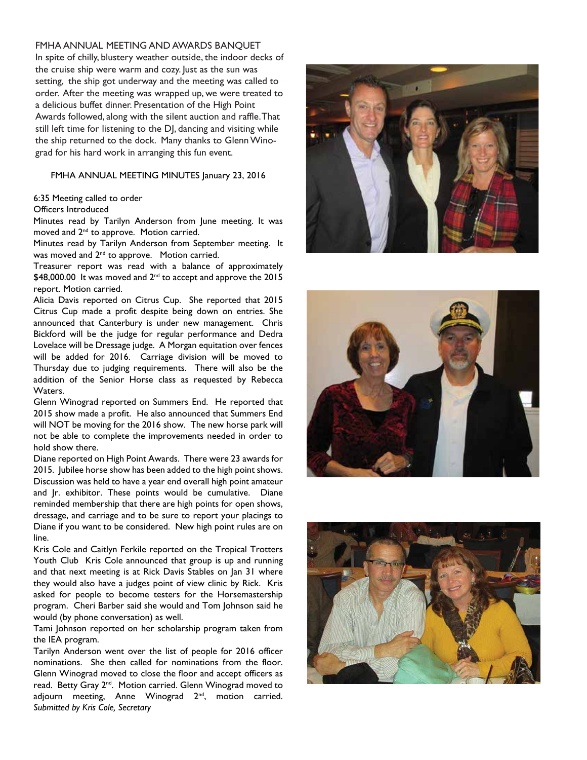## FMHA ANNUAL MEETING AND AWARDS BANQUET

In spite of chilly, blustery weather outside, the indoor decks of the cruise ship were warm and cozy. Just as the sun was setting, the ship got underway and the meeting was called to order. After the meeting was wrapped up, we were treated to a delicious buffet dinner. Presentation of the High Point Awards followed, along with the silent auction and raffle. That still left time for listening to the DJ, dancing and visiting while the ship returned to the dock. Many thanks to Glenn Winograd for his hard work in arranging this fun event.

### FMHA ANNUAL MEETING MINUTES January 23, 2016

6:35 Meeting called to order

Officers Introduced

Minutes read by Tarilyn Anderson from June meeting. It was moved and 2nd to approve. Motion carried.

Minutes read by Tarilyn Anderson from September meeting. It was moved and 2nd to approve. Motion carried.

Treasurer report was read with a balance of approximately $48,000.00 It was moved and 2nd to accept and approve the 2015 report. Motion carried.

Alicia Davis reported on Citrus Cup. She reported that 2015 Citrus Cup made a profit despite being down on entries. She announced that Canterbury is under new management. Chris Bickford will be the judge for regular performance and Dedra Lovelace will be Dressage judge. A Morgan equitation over fences will be added for 2016. Carriage division will be moved to Thursday due to judging requirements. There will also be the addition of the Senior Horse class as requested by Rebecca Waters.

Glenn Winograd reported on Summers End. He reported that 2015 show made a profit. He also announced that Summers End will NOT be moving for the 2016 show. The new horse park will not be able to complete the improvements needed in order to hold show there.

Diane reported on High Point Awards. There were 23 awards for 2015. Jubilee horse show has been added to the high point shows. Discussion was held to have a year end overall high point amateur and Jr. exhibitor. These points would be cumulative. Diane reminded membership that there are high points for open shows, dressage, and carriage and to be sure to report your placings to Diane if you want to be considered. New high point rules are on line.

Kris Cole and Caitlyn Ferkile reported on the Tropical Trotters Youth Club Kris Cole announced that group is up and running and that next meeting is at Rick Davis Stables on Jan 31 where they would also have a judges point of view clinic by Rick. Kris asked for people to become testers for the Horsemastership program. Cheri Barber said she would and Tom Johnson said he would (by phone conversation) as well.

Tami Johnson reported on her scholarship program taken from the IEA program.

Tarilyn Anderson went over the list of people for 2016 officer nominations. She then called for nominations from the floor. Glenn Winograd moved to close the floor and accept officers as read. Betty Gray 2nd. Motion carried. Glenn Winograd moved to adjourn meeting, Anne Winograd 2nd, motion carried.

*Submitted by Kris Cole, Secretary*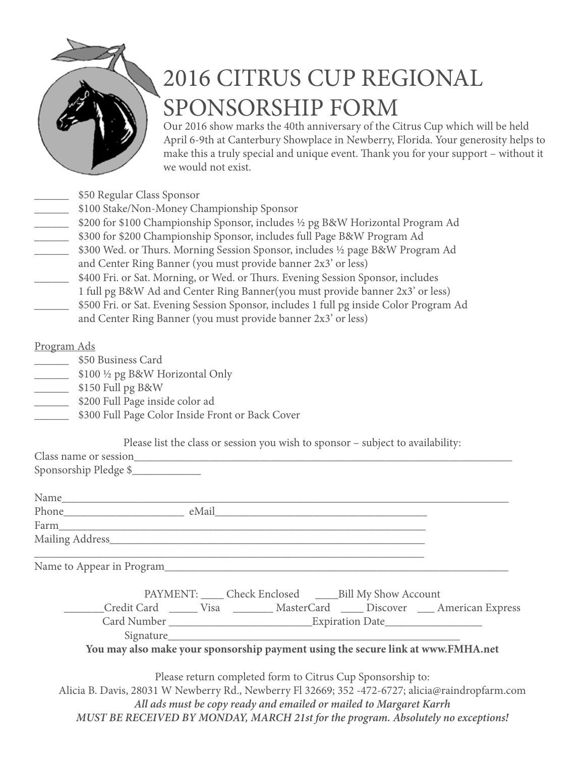# 2016 CITRUS CUP REGIONAL SPONSORSHIP FORM

Our 2016 show marks the 40th anniversary of the Citrus Cup which will be held April 6-9th at Canterbury Showplace in Newberry, Florida. Your generosity helps to make this a truly special and unique event. Thank you for your support – without it we would not exist.

______ $50 Regular Class Sponsor
______ $100 Stake/Non-Money Championship Sponsor
______ $200 for $100 Championship Sponsor, includes ½ pg B&W Horizontal Program Ad
______ $300 for $200 Championship Sponsor, includes full Page B&W Program Ad
______ $300 Wed. or Thurs. Morning Session Sponsor, includes ½ page B&W Program Ad and Center Ring Banner (you must provide banner 2x3' or less)
______ $400 Fri. or Sat. Morning, or Wed. or Thurs. Evening Session Sponsor, includes 1 full pg B&W Ad and Center Ring Banner(you must provide banner 2x3' or less)
______ $500 Fri. or Sat. Evening Session Sponsor, includes 1 full pg inside Color Program Ad and Center Ring Banner (you must provide banner 2x3' or less)

Program Ads

______ $50 Business Card
______ $100 ½ pg B&W Horizontal Only
______ $150 Full pg B&W
______ $200 Full Page inside color ad
______ $300 Full Page Color Inside Front or Back Cover

Please list the class or session you wish to sponsor – subject to availability:

Class name or session________________________________________________________________________

Sponsorship Pledge $____________

Name_________________________________________________________________________________

Phone______________________ eMail_______________________________________

Farm_______________________________________________________________________

Mailing Address______________________________________________________________

___________________________________________________________________________

Name to Appear in Program_____________________________________________________________

PAYMENT: ____ Check Enclosed ____Bill My Show Account

_______Credit Card _____ Visa _______ MasterCard ____ Discover ___ American Express

Card Number __________________________Expiration Date_________________

Signature______________________________________________________

**You may also make your sponsorship payment using the secure link at www.FMHA.net**

Please return completed form to Citrus Cup Sponsorship to:
Alicia B. Davis, 28031 W Newberry Rd., Newberry Fl 32669; 352 -472-6727; alicia@raindropfarm.com

***All ads must be copy ready and emailed or mailed to Margaret Karrh***

***MUST BE RECEIVED BY MONDAY, MARCH 21st for the program. Absolutely no exceptions!***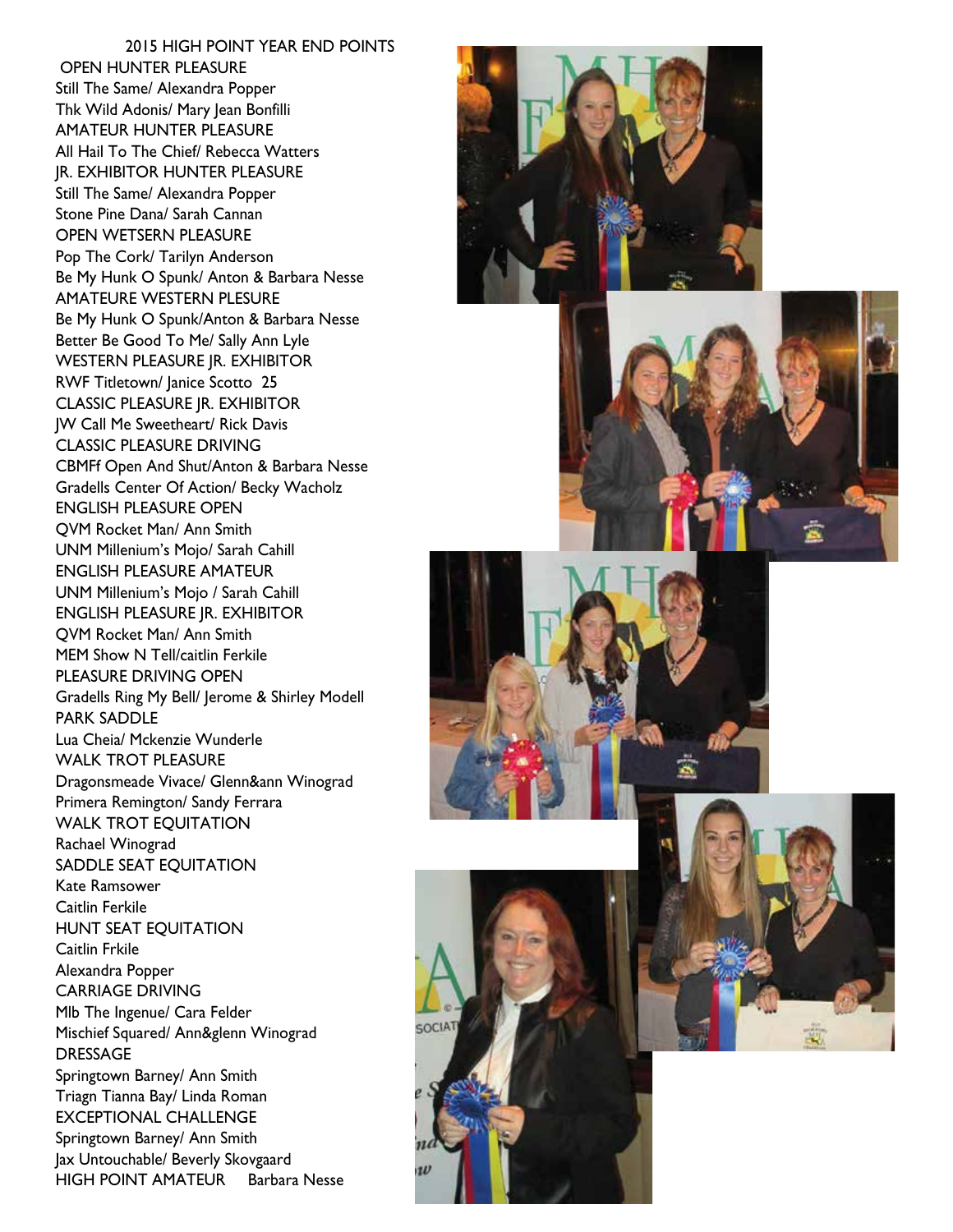## 2015 HIGH POINT YEAR END POINTS

OPEN HUNTER PLEASURE
Still The Same/ Alexandra Popper
Thk Wild Adonis/ Mary Jean Bonfilli

AMATEUR HUNTER PLEASURE
All Hail To The Chief/ Rebecca Watters

JR. EXHIBITOR HUNTER PLEASURE
Still The Same/ Alexandra Popper
Stone Pine Dana/ Sarah Cannan

OPEN WETSERN PLEASURE
Pop The Cork/ Tarilyn Anderson
Be My Hunk O Spunk/ Anton & Barbara Nesse

AMATEURE WESTERN PLESURE
Be My Hunk O Spunk/Anton & Barbara Nesse
Better Be Good To Me/ Sally Ann Lyle

WESTERN PLEASURE JR. EXHIBITOR
RWF Titletown/ Janice Scotto 25

CLASSIC PLEASURE JR. EXHIBITOR
JW Call Me Sweetheart/ Rick Davis

CLASSIC PLEASURE DRIVING
CBMFf Open And Shut/Anton & Barbara Nesse
Gradells Center Of Action/ Becky Wacholz

ENGLISH PLEASURE OPEN
QVM Rocket Man/ Ann Smith
UNM Millenium's Mojo/ Sarah Cahill

ENGLISH PLEASURE AMATEUR
UNM Millenium's Mojo / Sarah Cahill

ENGLISH PLEASURE JR. EXHIBITOR
QVM Rocket Man/ Ann Smith
MEM Show N Tell/caitlin Ferkile

PLEASURE DRIVING OPEN
Gradells Ring My Bell/ Jerome & Shirley Modell

PARK SADDLE
Lua Cheia/ Mckenzie Wunderle

WALK TROT PLEASURE
Dragonsmeade Vivace/ Glenn&ann Winograd
Primera Remington/ Sandy Ferrara

WALK TROT EQUITATION
Rachael Winograd

SADDLE SEAT EQUITATION
Kate Ramsower
Caitlin Ferkile

HUNT SEAT EQUITATION
Caitlin Frkile
Alexandra Popper

CARRIAGE DRIVING
Mlb The Ingenue/ Cara Felder
Mischief Squared/ Ann&glenn Winograd

DRESSAGE
Springtown Barney/ Ann Smith
Triagn Tianna Bay/ Linda Roman

EXCEPTIONAL CHALLENGE
Springtown Barney/ Ann Smith
Jax Untouchable/ Beverly Skovgaard

HIGH POINT AMATEUR Barbara Nesse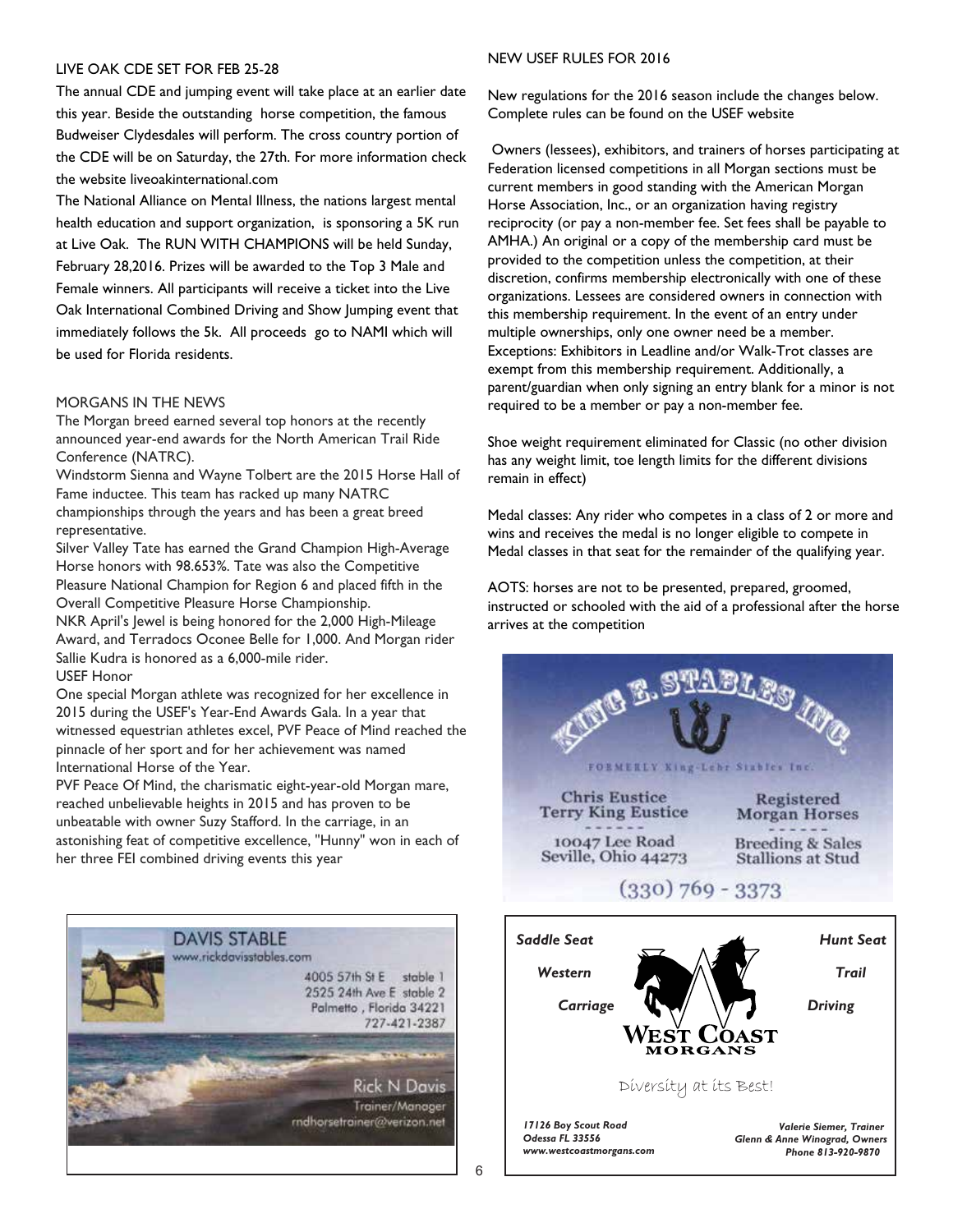## LIVE OAK CDE SET FOR FEB 25-28

The annual CDE and jumping event will take place at an earlier date this year. Beside the outstanding horse competition, the famous Budweiser Clydesdales will perform. The cross country portion of the CDE will be on Saturday, the 27th. For more information check the website liveoakinternational.com

The National Alliance on Mental Illness, the nations largest mental health education and support organization, is sponsoring a 5K run at Live Oak. The RUN WITH CHAMPIONS will be held Sunday, February 28,2016. Prizes will be awarded to the Top 3 Male and Female winners. All participants will receive a ticket into the Live Oak International Combined Driving and Show Jumping event that immediately follows the 5k. All proceeds go to NAMI which will be used for Florida residents.

## MORGANS IN THE NEWS

The Morgan breed earned several top honors at the recently announced year-end awards for the North American Trail Ride Conference (NATRC).

Windstorm Sienna and Wayne Tolbert are the 2015 Horse Hall of Fame inductee. This team has racked up many NATRC championships through the years and has been a great breed representative.

Silver Valley Tate has earned the Grand Champion High-Average Horse honors with 98.653%. Tate was also the Competitive Pleasure National Champion for Region 6 and placed fifth in the Overall Competitive Pleasure Horse Championship.

NKR April's Jewel is being honored for the 2,000 High-Mileage Award, and Terradocs Oconee Belle for 1,000. And Morgan rider Sallie Kudra is honored as a 6,000-mile rider.

USEF Honor

One special Morgan athlete was recognized for her excellence in 2015 during the USEF's Year-End Awards Gala. In a year that witnessed equestrian athletes excel, PVF Peace of Mind reached the pinnacle of her sport and for her achievement was named International Horse of the Year.

PVF Peace Of Mind, the charismatic eight-year-old Morgan mare, reached unbelievable heights in 2015 and has proven to be unbeatable with owner Suzy Stafford. In the carriage, in an astonishing feat of competitive excellence, "Hunny" won in each of her three FEI combined driving events this year

## NEW USEF RULES FOR 2016

New regulations for the 2016 season include the changes below. Complete rules can be found on the USEF website

Owners (lessees), exhibitors, and trainers of horses participating at Federation licensed competitions in all Morgan sections must be current members in good standing with the American Morgan Horse Association, Inc., or an organization having registry reciprocity (or pay a non-member fee. Set fees shall be payable to AMHA.) An original or a copy of the membership card must be provided to the competition unless the competition, at their discretion, confirms membership electronically with one of these organizations. Lessees are considered owners in connection with this membership requirement. In the event of an entry under multiple ownerships, only one owner need be a member. Exceptions: Exhibitors in Leadline and/or Walk-Trot classes are exempt from this membership requirement. Additionally, a parent/guardian when only signing an entry blank for a minor is not required to be a member or pay a non-member fee.

Shoe weight requirement eliminated for Classic (no other division has any weight limit, toe length limits for the different divisions remain in effect)

Medal classes: Any rider who competes in a class of 2 or more and wins and receives the medal is no longer eligible to compete in Medal classes in that seat for the remainder of the qualifying year.

AOTS: horses are not to be presented, prepared, groomed, instructed or schooled with the aid of a professional after the horse arrives at the competition

---

**KING E. STABLES INC.**
FORMERLY King-Lehr Stables Inc.

Chris Eustice
Terry King Eustice
10047 Lee Road
Seville, Ohio 44273

Registered Morgan Horses
Breeding & Sales
Stallions at Stud

(330) 769 - 3373

---

**DAVIS STABLE**
www.rickdavisstables.com

4005 57th St E stable 1
2525 24th Ave E stable 2
Palmetto , Florida 34221
727-421-2387

Rick N Davis
Trainer/Manager
rndhorsetrainer@verizon.net

---

**WEST COAST MORGANS**

*Saddle Seat* · *Hunt Seat* · *Western* · *Trail* · *Carriage* · *Driving*

Diversity at its Best!

*17126 Boy Scout Road*
*Odessa FL 33556*
*www.westcoastmorgans.com*

*Valerie Siemer, Trainer*
*Glenn & Anne Winograd, Owners*
*Phone 813-920-9870*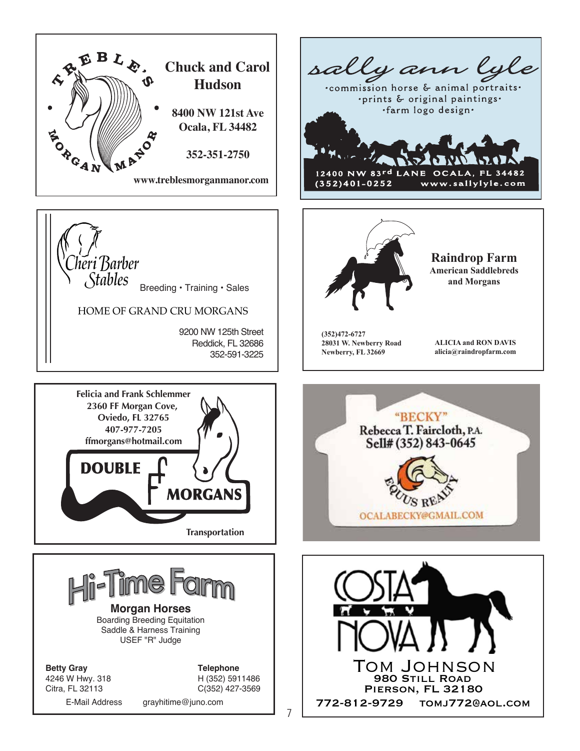**TREBLE'S MORGAN MANOR**

**Chuck and Carol Hudson**

**8400 NW 121st Ave**
**Ocala, FL 34482**

**352-351-2750**

**www.treblesmorganmanor.com**

---

*sally ann lyle*

·commission horse & animal portraits·
·prints & original paintings·
·farm logo design·

12400 NW 83rd LANE OCALA, FL 34482
(352)401-0252 www.sallylyle.com

---

*Cheri Barber Stables*

Breeding • Training • Sales

HOME OF GRAND CRU MORGANS

9200 NW 125th Street
Reddick, FL 32686
352-591-3225

---

**Raindrop Farm**
**American Saddlebreds and Morgans**

**(352)472-6727**
**28031 W. Newberry Road**
**Newberry, FL 32669**

**ALICIA and RON DAVIS**
**alicia@raindropfarm.com**

---

**Felicia and Frank Schlemmer**
**2360 FF Morgan Cove,**
**Oviedo, FL 32765**
**407-977-7205**
**ffmorgans@hotmail.com**

**DOUBLE F MORGANS**

**Transportation**

---

**"BECKY"**
**Rebecca T. Faircloth, P.A.**
**Sell# (352) 843-0645**

EQUUS REALTY

OCALABECKY@GMAIL.COM

---

# Hi-Time Farm

**Morgan Horses**
Boarding Breeding Equitation
Saddle & Harness Training
USEF "R" Judge

**Betty Gray**
4246 W Hwy. 318
Citra, FL 32113

**Telephone**
H (352) 5911486
C(352) 427-3569

E-Mail Address grayhitime@juno.com

---

COSTA NOVA

TOM JOHNSON
980 STILL ROAD
PIERSON, FL 32180

772-812-9729 TOMJ772@AOL.COM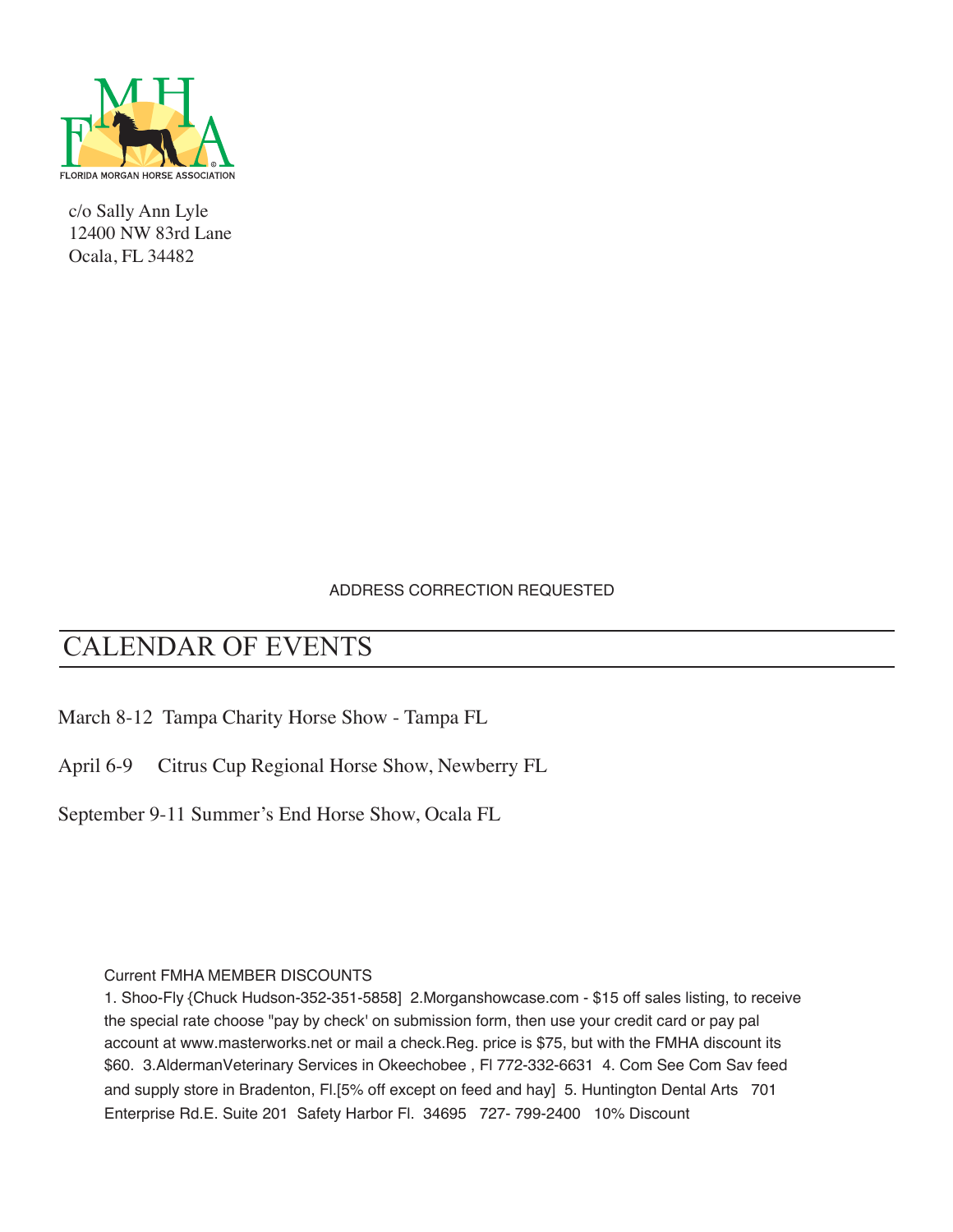FLORIDA MORGAN HORSE ASSOCIATION

c/o Sally Ann Lyle
12400 NW 83rd Lane
Ocala, FL 34482

ADDRESS CORRECTION REQUESTED

# CALENDAR OF EVENTS

March 8-12 Tampa Charity Horse Show - Tampa FL

April 6-9 Citrus Cup Regional Horse Show, Newberry FL

September 9-11 Summer's End Horse Show, Ocala FL

Current FMHA MEMBER DISCOUNTS

1. Shoo-Fly {Chuck Hudson-352-351-5858] 2.Morganshowcase.com - $15 off sales listing, to receive the special rate choose "pay by check' on submission form, then use your credit card or pay pal account at www.masterworks.net or mail a check.Reg. price is $75, but with the FMHA discount its $60. 3.AldermanVeterinary Services in Okeechobee , Fl 772-332-6631 4. Com See Com Sav feed and supply store in Bradenton, Fl.[5% off except on feed and hay] 5. Huntington Dental Arts 701 Enterprise Rd.E. Suite 201 Safety Harbor Fl. 34695 727- 799-2400 10% Discount